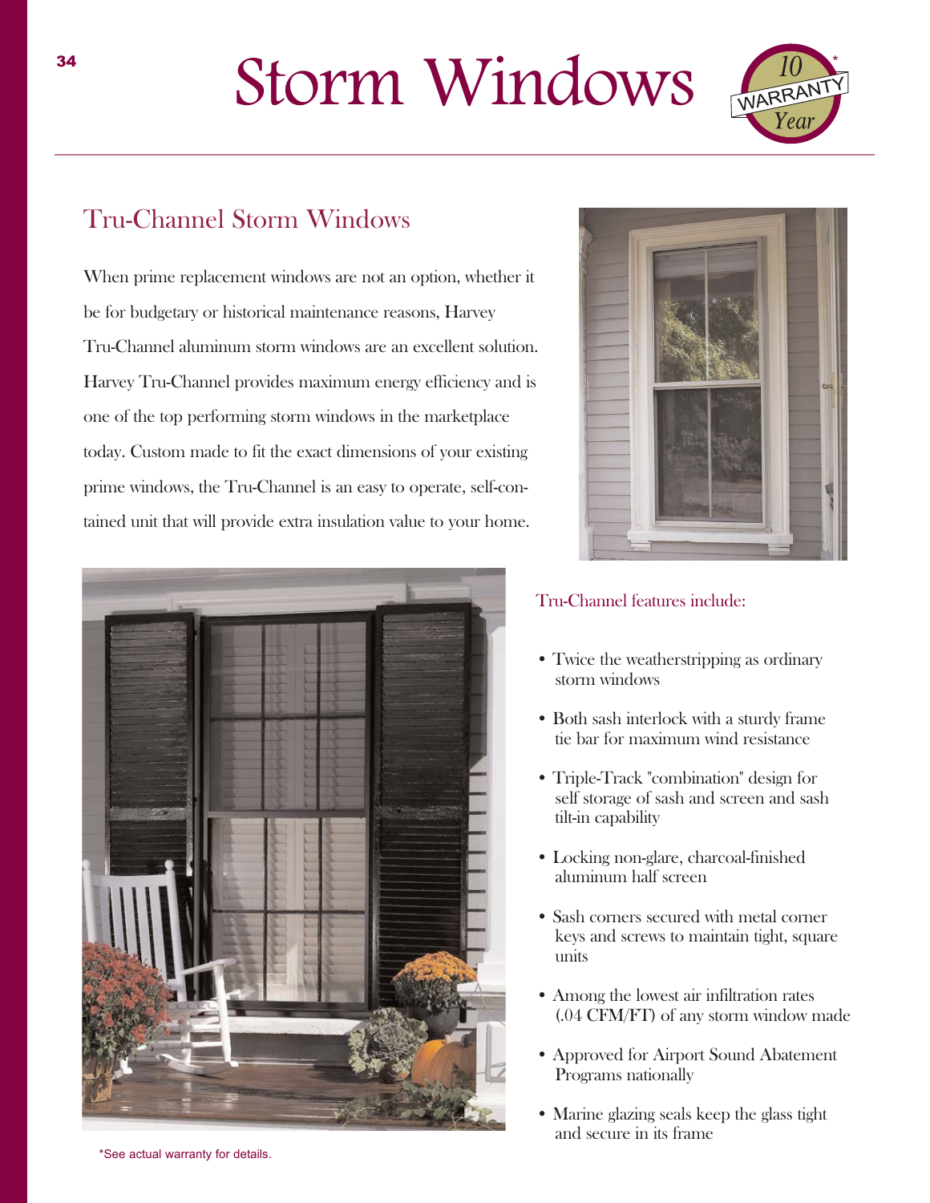# Storm Windows

10 Year WARRANTY*

## Tru-Channel Storm Windows

When prime replacement windows are not an option, whether it be for budgetary or historical maintenance reasons, Harvey Tru-Channel aluminum storm windows are an excellent solution. Harvey Tru-Channel provides maximum energy efficiency and is one of the top performing storm windows in the marketplace today. Custom made to fit the exact dimensions of your existing prime windows, the Tru-Channel is an easy to operate, self-contained unit that will provide extra insulation value to your home.

### Tru-Channel features include:

- Twice the weatherstripping as ordinary storm windows
- Both sash interlock with a sturdy frame tie bar for maximum wind resistance
- Triple-Track "combination" design for self storage of sash and screen and sash tilt-in capability
- Locking non-glare, charcoal-finished aluminum half screen
- Sash corners secured with metal corner keys and screws to maintain tight, square units
- Among the lowest air infiltration rates (.04 CFM/FT) of any storm window made
- Approved for Airport Sound Abatement Programs nationally
- Marine glazing seals keep the glass tight and secure in its frame

*See actual warranty for details.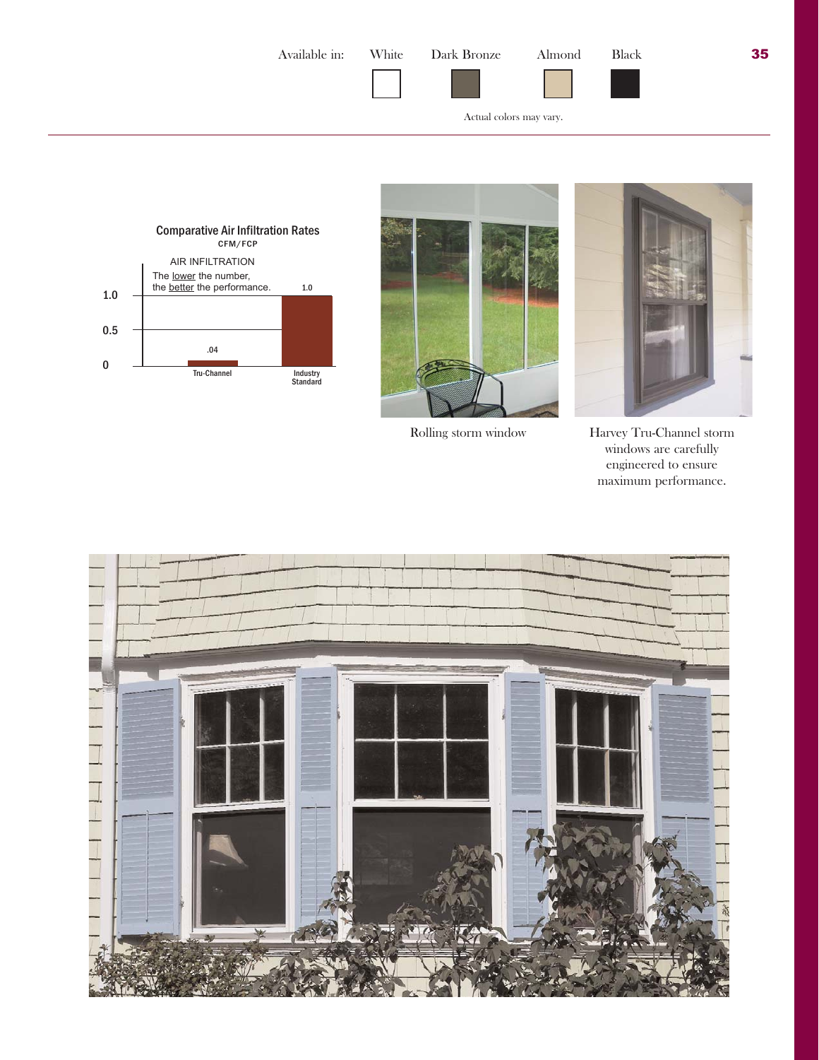Available in: White Dark Bronze Almond Black

Actual colors may vary.

Comparative Air Infiltration Rates
CFM/FCP

AIR INFILTRATION
The lower the number, the better the performance.

1.0
0.5
0

.04
Tru-Channel

1.0
Industry Standard

Rolling storm window

Harvey Tru-Channel storm windows are carefully engineered to ensure maximum performance.